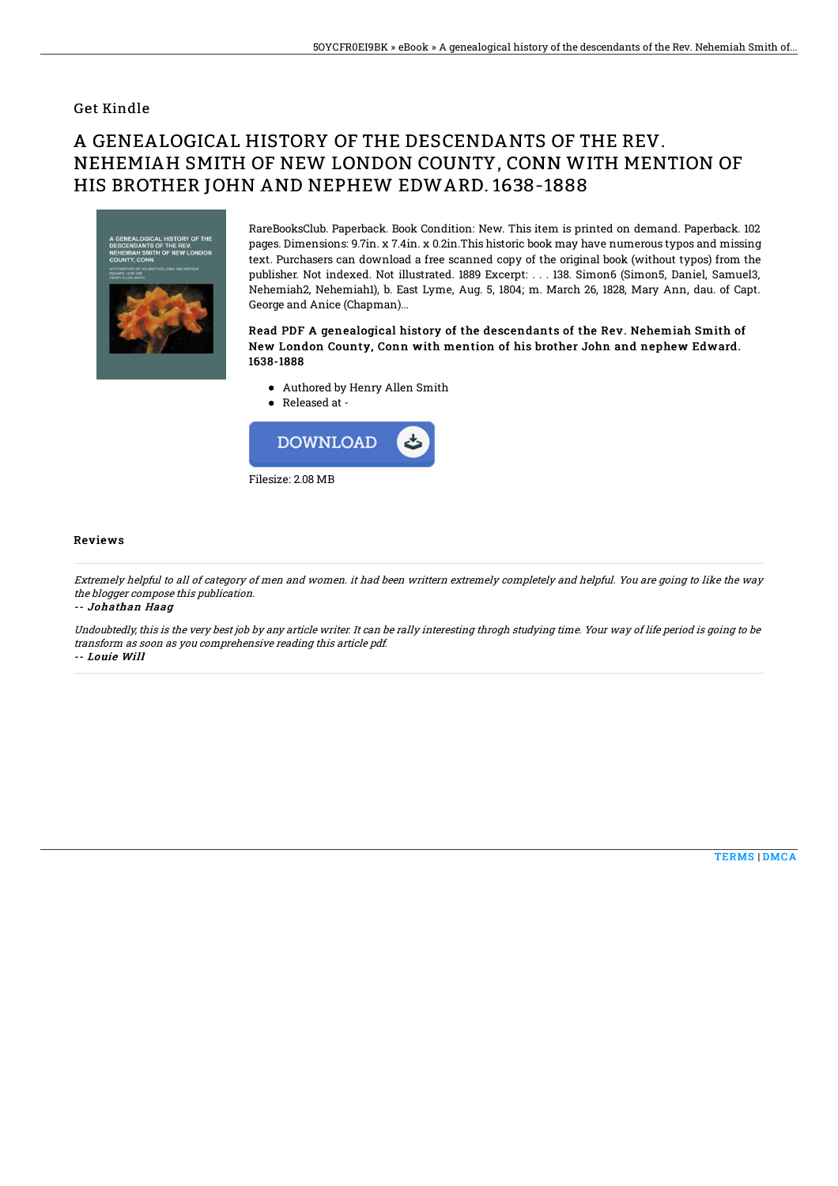## Get Kindle

# A GENEALOGICAL HISTORY OF THE DESCENDANTS OF THE REV. NEHEMIAH SMITH OF NEW LONDON COUNTY, CONN WITH MENTION OF HIS BROTHER JOHN AND NEPHEW EDWARD. 1638-1888

RareBooksClub. Paperback. Book Condition: New. This item is printed on demand. Paperback. 102 pages. Dimensions: 9.7in. x 7.4in. x 0.2in.This historic book may have numerous typos and missing text. Purchasers can download a free scanned copy of the original book (without typos) from the publisher. Not indexed. Not illustrated. 1889 Excerpt: . . . 138. Simon6 (Simon5, Daniel, Samuel3, Nehemiah2, Nehemiah1), b. East Lyme, Aug. 5, 1804; m. March 26, 1828, Mary Ann, dau. of Capt. George and Anice (Chapman)...

**Read PDF A genealogical history of the descendants of the Rev. Nehemiah Smith of New London County, Conn with mention of his brother John and nephew Edward. 1638-1888**

- Authored by Henry Allen Smith
- Released at -

DOWNLOAD

Filesize: 2.08 MB

### Reviews

*Extremely helpful to all of category of men and women. it had been writtern extremely completely and helpful. You are going to like the way the blogger compose this publication.*

*-- Johathan Haag*

*Undoubtedly, this is the very best job by any article writer. It can be rally interesting throgh studying time. Your way of life period is going to be transform as soon as you comprehensive reading this article pdf.*

*-- Louie Will*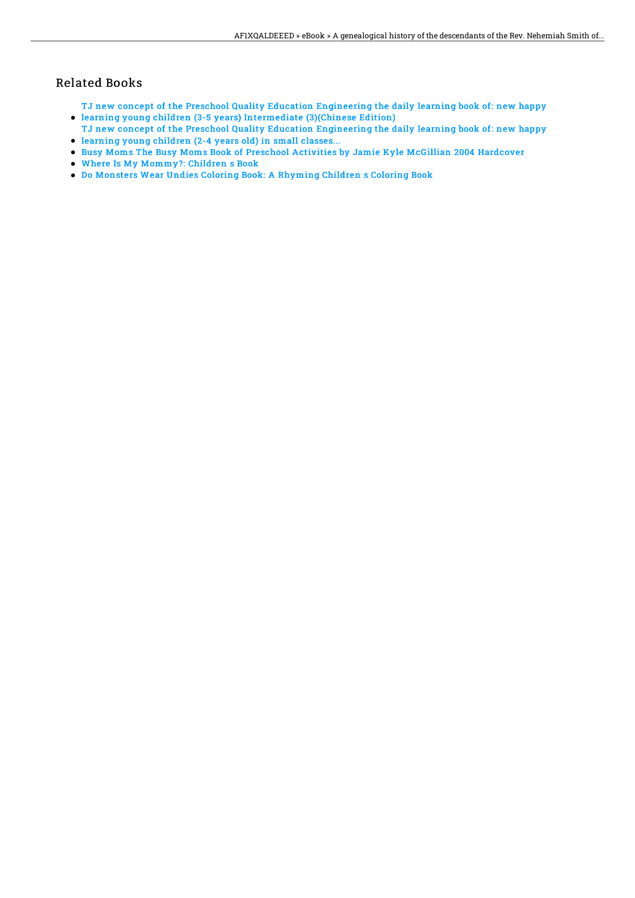## Related Books

- TJ new concept of the Preschool Quality Education Engineering the daily learning book of: new happy learning young children (3-5 years) Intermediate (3)(Chinese Edition)
- TJ new concept of the Preschool Quality Education Engineering the daily learning book of: new happy learning young children (2-4 years old) in small classes...
- Busy Moms The Busy Moms Book of Preschool Activities by Jamie Kyle McGillian 2004 Hardcover
- Where Is My Mommy?: Children s Book
- Do Monsters Wear Undies Coloring Book: A Rhyming Children s Coloring Book